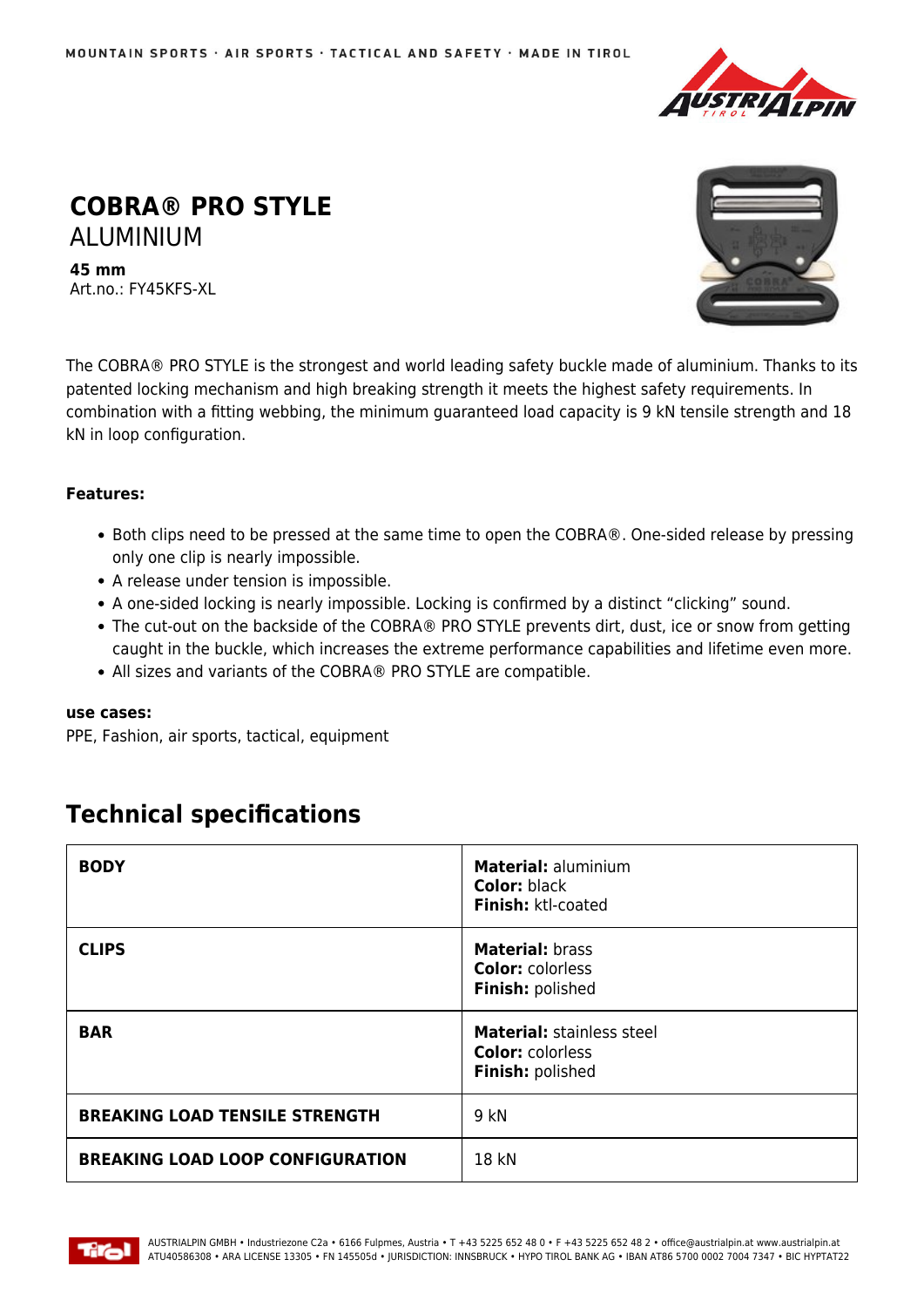# COBRA® PRO STYLE

ALUMINIUM

**45 mm**
Art.no.: FY45KFS-XL

The COBRA® PRO STYLE is the strongest and world leading safety buckle made of aluminium. Thanks to its patented locking mechanism and high breaking strength it meets the highest safety requirements. In combination with a fitting webbing, the minimum guaranteed load capacity is 9 kN tensile strength and 18 kN in loop configuration.

**Features:**

- Both clips need to be pressed at the same time to open the COBRA®. One-sided release by pressing only one clip is nearly impossible.
- A release under tension is impossible.
- A one-sided locking is nearly impossible. Locking is confirmed by a distinct “clicking” sound.
- The cut-out on the backside of the COBRA® PRO STYLE prevents dirt, dust, ice or snow from getting caught in the buckle, which increases the extreme performance capabilities and lifetime even more.
- All sizes and variants of the COBRA® PRO STYLE are compatible.

**use cases:**
PPE, Fashion, air sports, tactical, equipment

## Technical specifications

| | |
|---|---|
| **BODY** | **Material:** aluminium<br>**Color:** black<br>**Finish:** ktl-coated |
| **CLIPS** | **Material:** brass<br>**Color:** colorless<br>**Finish:** polished |
| **BAR** | **Material:** stainless steel<br>**Color:** colorless<br>**Finish:** polished |
| **BREAKING LOAD TENSILE STRENGTH** | 9 kN |
| **BREAKING LOAD LOOP CONFIGURATION** | 18 kN |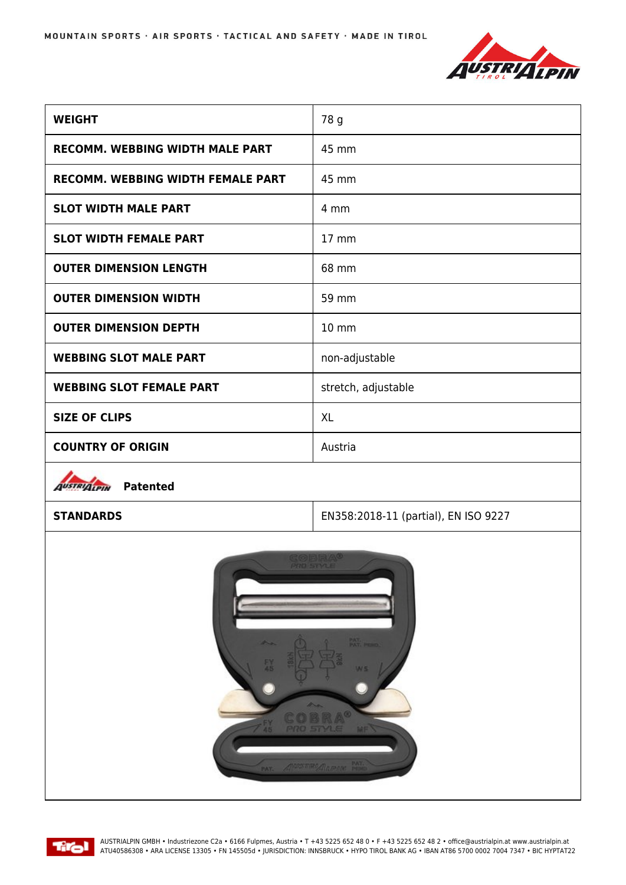| WEIGHT | 78 g |
| --- | --- |
| RECOMM. WEBBING WIDTH MALE PART | 45 mm |
| RECOMM. WEBBING WIDTH FEMALE PART | 45 mm |
| SLOT WIDTH MALE PART | 4 mm |
| SLOT WIDTH FEMALE PART | 17 mm |
| OUTER DIMENSION LENGTH | 68 mm |
| OUTER DIMENSION WIDTH | 59 mm |
| OUTER DIMENSION DEPTH | 10 mm |
| WEBBING SLOT MALE PART | non-adjustable |
| WEBBING SLOT FEMALE PART | stretch, adjustable |
| SIZE OF CLIPS | XL |
| COUNTRY OF ORIGIN | Austria |
| **Patented** | |
| STANDARDS | EN358:2018-11 (partial), EN ISO 9227 |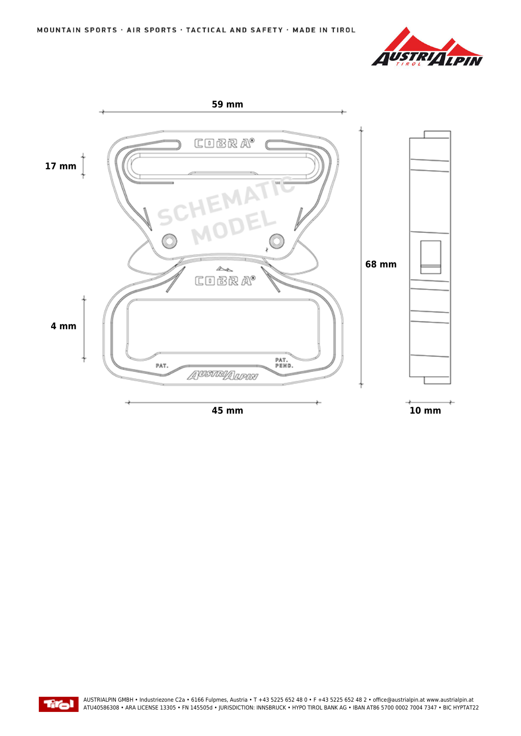MOUNTAIN SPORTS · AIR SPORTS · TACTICAL AND SAFETY · MADE IN TIROL

59 mm

17 mm

68 mm

4 mm

45 mm

10 mm

COBRA®

SCHEMATIC MODEL

PAT.

PAT. PEND.

AUSTRIALPIN